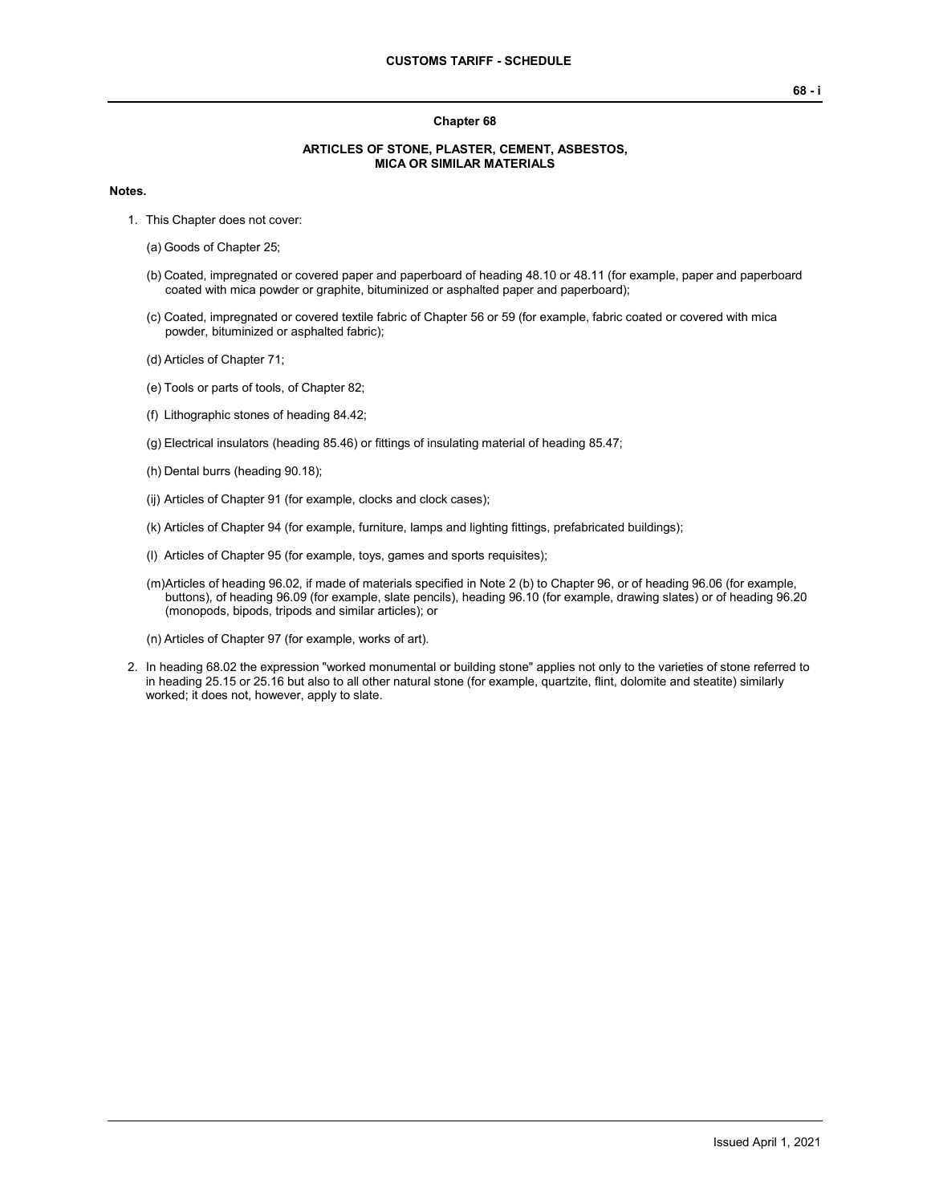## Chapter 68

### ARTICLES OF STONE, PLASTER, CEMENT, ASBESTOS, MICA OR SIMILAR MATERIALS

**Notes.**

1. This Chapter does not cover:

   (a) Goods of Chapter 25;

   (b) Coated, impregnated or covered paper and paperboard of heading 48.10 or 48.11 (for example, paper and paperboard coated with mica powder or graphite, bituminized or asphalted paper and paperboard);

   (c) Coated, impregnated or covered textile fabric of Chapter 56 or 59 (for example, fabric coated or covered with mica powder, bituminized or asphalted fabric);

   (d) Articles of Chapter 71;

   (e) Tools or parts of tools, of Chapter 82;

   (f) Lithographic stones of heading 84.42;

   (g) Electrical insulators (heading 85.46) or fittings of insulating material of heading 85.47;

   (h) Dental burrs (heading 90.18);

   (ij) Articles of Chapter 91 (for example, clocks and clock cases);

   (k) Articles of Chapter 94 (for example, furniture, lamps and lighting fittings, prefabricated buildings);

   (l) Articles of Chapter 95 (for example, toys, games and sports requisites);

   (m) Articles of heading 96.02, if made of materials specified in Note 2 (b) to Chapter 96, or of heading 96.06 (for example, buttons), of heading 96.09 (for example, slate pencils), heading 96.10 (for example, drawing slates) or of heading 96.20 (monopods, bipods, tripods and similar articles); or

   (n) Articles of Chapter 97 (for example, works of art).

2. In heading 68.02 the expression "worked monumental or building stone" applies not only to the varieties of stone referred to in heading 25.15 or 25.16 but also to all other natural stone (for example, quartzite, flint, dolomite and steatite) similarly worked; it does not, however, apply to slate.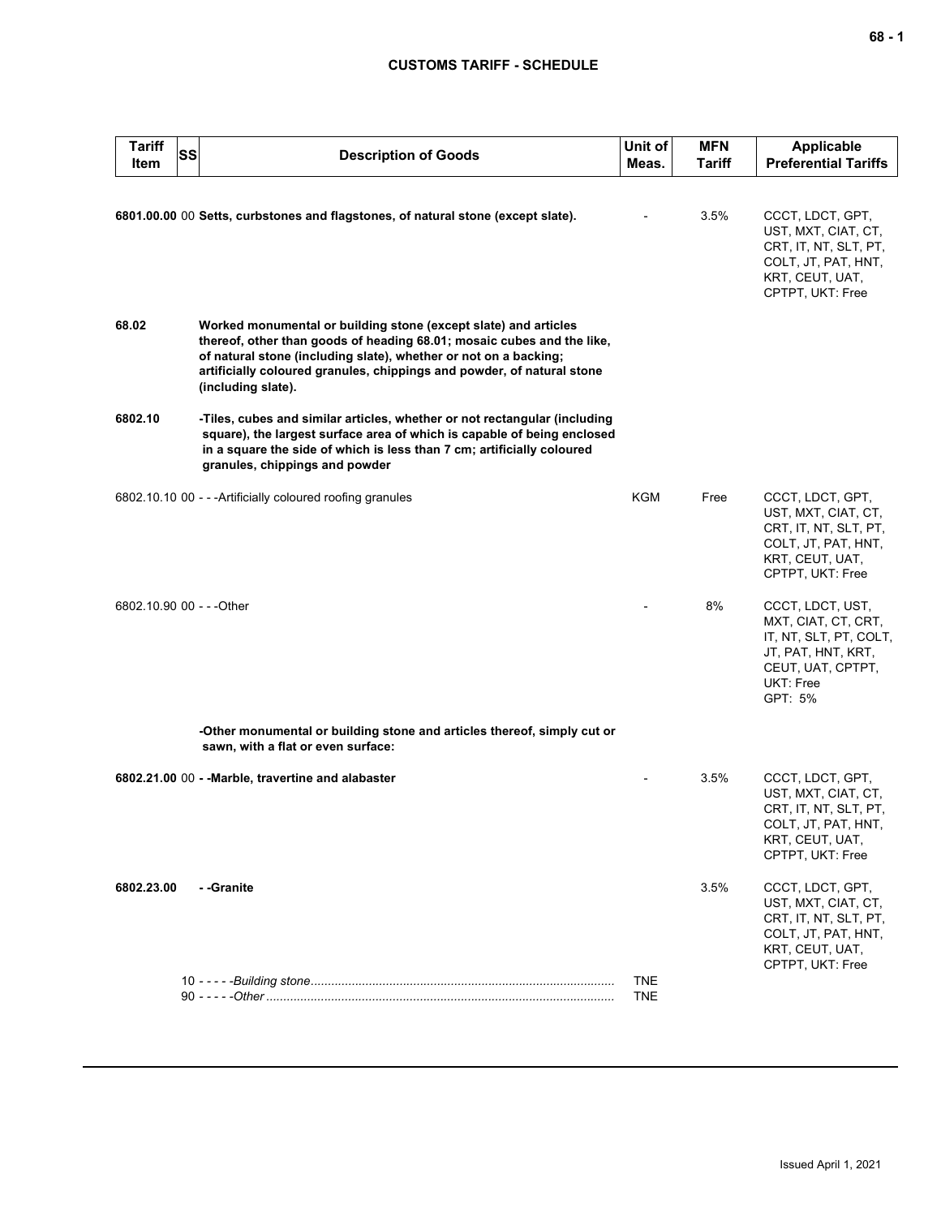# CUSTOMS TARIFF - SCHEDULE

| Tariff Item | SS | Description of Goods | Unit of Meas. | MFN Tariff | Applicable Preferential Tariffs |
|---|---|---|---|---|---|
| **6801.00.00** | 00 | **Setts, curbstones and flagstones, of natural stone (except slate).** | - | 3.5% | CCCT, LDCT, GPT, UST, MXT, CIAT, CT, CRT, IT, NT, SLT, PT, COLT, JT, PAT, HNT, KRT, CEUT, UAT, CPTPT, UKT: Free |
| **68.02** | | **Worked monumental or building stone (except slate) and articles thereof, other than goods of heading 68.01; mosaic cubes and the like, of natural stone (including slate), whether or not on a backing; artificially coloured granules, chippings and powder, of natural stone (including slate).** | | | |
| **6802.10** | | **-Tiles, cubes and similar articles, whether or not rectangular (including square), the largest surface area of which is capable of being enclosed in a square the side of which is less than 7 cm; artificially coloured granules, chippings and powder** | | | |
| 6802.10.10 | 00 | - - -Artificially coloured roofing granules | KGM | Free | CCCT, LDCT, GPT, UST, MXT, CIAT, CT, CRT, IT, NT, SLT, PT, COLT, JT, PAT, HNT, KRT, CEUT, UAT, CPTPT, UKT: Free |
| 6802.10.90 | 00 | - - -Other | - | 8% | CCCT, LDCT, UST, MXT, CIAT, CT, CRT, IT, NT, SLT, PT, COLT, JT, PAT, HNT, KRT, CEUT, UAT, CPTPT, UKT: Free<br>GPT: 5% |
| | | **-Other monumental or building stone and articles thereof, simply cut or sawn, with a flat or even surface:** | | | |
| **6802.21.00** | 00 | **- -Marble, travertine and alabaster** | - | 3.5% | CCCT, LDCT, GPT, UST, MXT, CIAT, CT, CRT, IT, NT, SLT, PT, COLT, JT, PAT, HNT, KRT, CEUT, UAT, CPTPT, UKT: Free |
| **6802.23.00** | | **- -Granite** | | 3.5% | CCCT, LDCT, GPT, UST, MXT, CIAT, CT, CRT, IT, NT, SLT, PT, COLT, JT, PAT, HNT, KRT, CEUT, UAT, CPTPT, UKT: Free |
| | 10 | - - - - -*Building stone* | TNE | | |
| | 90 | - - - - -*Other* | TNE | | |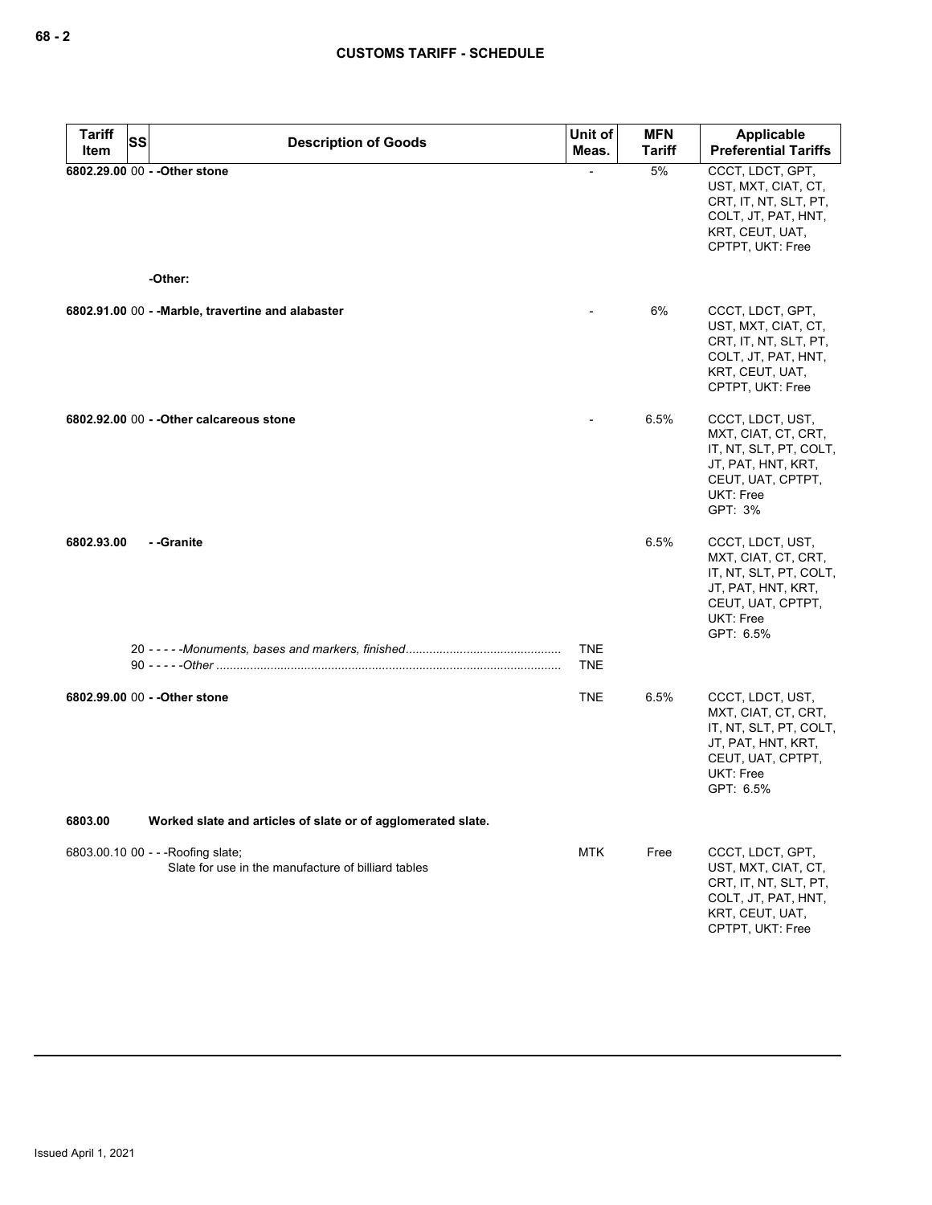| Tariff Item | SS | Description of Goods | Unit of Meas. | MFN Tariff | Applicable Preferential Tariffs |
|---|---|---|---|---|---|
| **6802.29.00** | 00 | **- -Other stone** | - | 5% | CCCT, LDCT, GPT, UST, MXT, CIAT, CT, CRT, IT, NT, SLT, PT, COLT, JT, PAT, HNT, KRT, CEUT, UAT, CPTPT, UKT: Free |
| | | **-Other:** | | | |
| **6802.91.00** | 00 | **- -Marble, travertine and alabaster** | - | 6% | CCCT, LDCT, GPT, UST, MXT, CIAT, CT, CRT, IT, NT, SLT, PT, COLT, JT, PAT, HNT, KRT, CEUT, UAT, CPTPT, UKT: Free |
| **6802.92.00** | 00 | **- -Other calcareous stone** | - | 6.5% | CCCT, LDCT, UST, MXT, CIAT, CT, CRT, IT, NT, SLT, PT, COLT, JT, PAT, HNT, KRT, CEUT, UAT, CPTPT, UKT: Free<br>GPT: 3% |
| **6802.93.00** | | **- -Granite** | | 6.5% | CCCT, LDCT, UST, MXT, CIAT, CT, CRT, IT, NT, SLT, PT, COLT, JT, PAT, HNT, KRT, CEUT, UAT, CPTPT, UKT: Free<br>GPT: 6.5% |
| | 20 | - - - - -*Monuments, bases and markers, finished* | TNE | | |
| | 90 | - - - - -*Other* | TNE | | |
| **6802.99.00** | 00 | **- -Other stone** | TNE | 6.5% | CCCT, LDCT, UST, MXT, CIAT, CT, CRT, IT, NT, SLT, PT, COLT, JT, PAT, HNT, KRT, CEUT, UAT, CPTPT, UKT: Free<br>GPT: 6.5% |
| **6803.00** | | **Worked slate and articles of slate or of agglomerated slate.** | | | |
| 6803.00.10 | 00 | - - -Roofing slate;<br>Slate for use in the manufacture of billiard tables | MTK | Free | CCCT, LDCT, GPT, UST, MXT, CIAT, CT, CRT, IT, NT, SLT, PT, COLT, JT, PAT, HNT, KRT, CEUT, UAT, CPTPT, UKT: Free |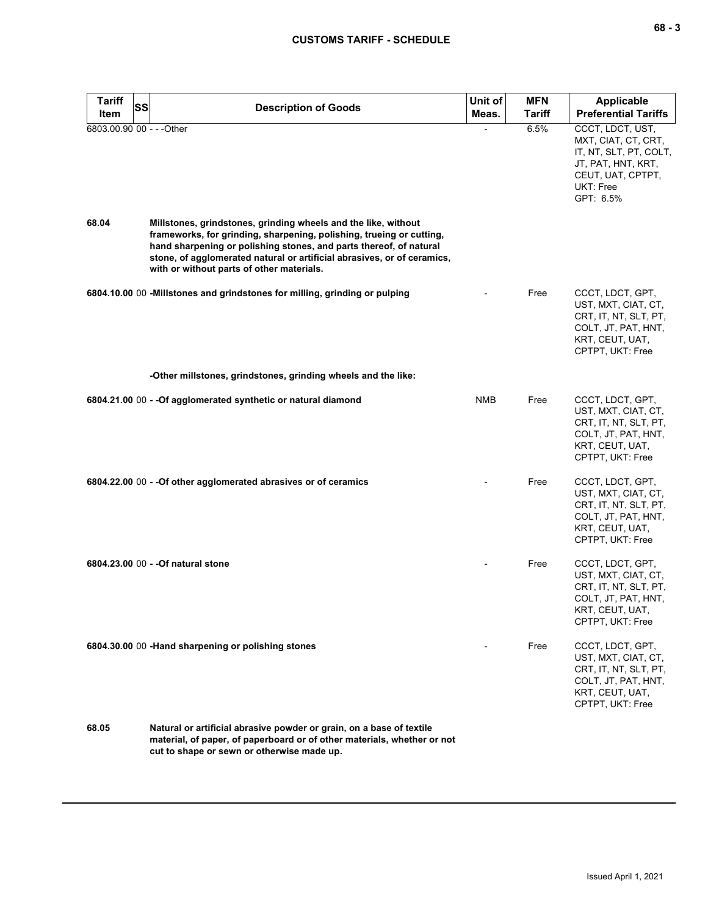| Tariff Item | SS | Description of Goods | Unit of Meas. | MFN Tariff | Applicable Preferential Tariffs |
|---|---|---|---|---|---|
| 6803.00.90 | 00 | - - -Other | - | 6.5% | CCCT, LDCT, UST, MXT, CIAT, CT, CRT, IT, NT, SLT, PT, COLT, JT, PAT, HNT, KRT, CEUT, UAT, CPTPT, UKT: Free<br>GPT: 6.5% |
| **68.04** | | **Millstones, grindstones, grinding wheels and the like, without frameworks, for grinding, sharpening, polishing, trueing or cutting, hand sharpening or polishing stones, and parts thereof, of natural stone, of agglomerated natural or artificial abrasives, or of ceramics, with or without parts of other materials.** | | | |
| **6804.10.00** | 00 | **-Millstones and grindstones for milling, grinding or pulping** | - | Free | CCCT, LDCT, GPT, UST, MXT, CIAT, CT, CRT, IT, NT, SLT, PT, COLT, JT, PAT, HNT, KRT, CEUT, UAT, CPTPT, UKT: Free |
| | | **-Other millstones, grindstones, grinding wheels and the like:** | | | |
| **6804.21.00** | 00 | **- -Of agglomerated synthetic or natural diamond** | NMB | Free | CCCT, LDCT, GPT, UST, MXT, CIAT, CT, CRT, IT, NT, SLT, PT, COLT, JT, PAT, HNT, KRT, CEUT, UAT, CPTPT, UKT: Free |
| **6804.22.00** | 00 | **- -Of other agglomerated abrasives or of ceramics** | - | Free | CCCT, LDCT, GPT, UST, MXT, CIAT, CT, CRT, IT, NT, SLT, PT, COLT, JT, PAT, HNT, KRT, CEUT, UAT, CPTPT, UKT: Free |
| **6804.23.00** | 00 | **- -Of natural stone** | - | Free | CCCT, LDCT, GPT, UST, MXT, CIAT, CT, CRT, IT, NT, SLT, PT, COLT, JT, PAT, HNT, KRT, CEUT, UAT, CPTPT, UKT: Free |
| **6804.30.00** | 00 | **-Hand sharpening or polishing stones** | - | Free | CCCT, LDCT, GPT, UST, MXT, CIAT, CT, CRT, IT, NT, SLT, PT, COLT, JT, PAT, HNT, KRT, CEUT, UAT, CPTPT, UKT: Free |
| **68.05** | | **Natural or artificial abrasive powder or grain, on a base of textile material, of paper, of paperboard or of other materials, whether or not cut to shape or sewn or otherwise made up.** | | | |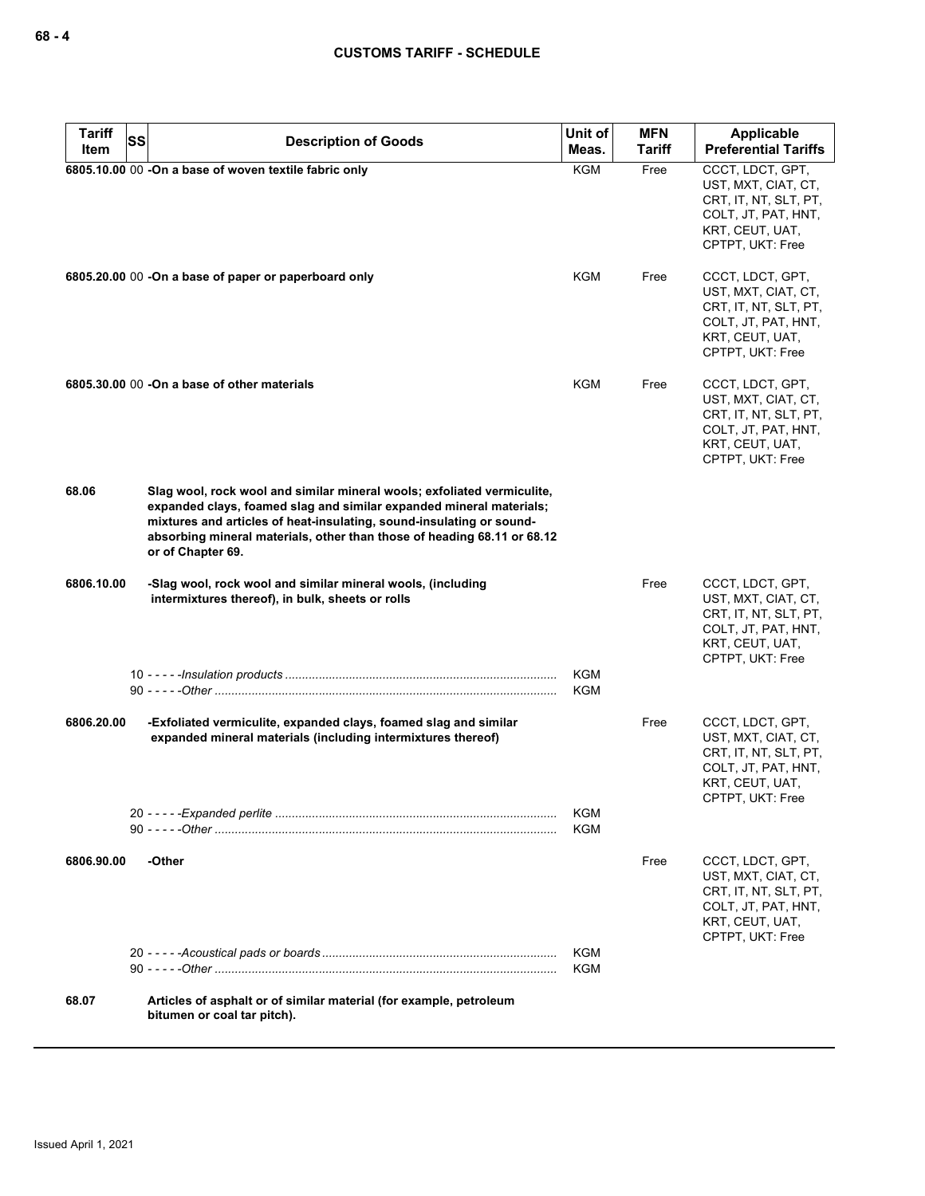| Tariff Item | SS | Description of Goods | Unit of Meas. | MFN Tariff | Applicable Preferential Tariffs |
|---|---|---|---|---|---|
| 6805.10.00 | 00 | **-On a base of woven textile fabric only** | KGM | Free | CCCT, LDCT, GPT, UST, MXT, CIAT, CT, CRT, IT, NT, SLT, PT, COLT, JT, PAT, HNT, KRT, CEUT, UAT, CPTPT, UKT: Free |
| 6805.20.00 | 00 | **-On a base of paper or paperboard only** | KGM | Free | CCCT, LDCT, GPT, UST, MXT, CIAT, CT, CRT, IT, NT, SLT, PT, COLT, JT, PAT, HNT, KRT, CEUT, UAT, CPTPT, UKT: Free |
| 6805.30.00 | 00 | **-On a base of other materials** | KGM | Free | CCCT, LDCT, GPT, UST, MXT, CIAT, CT, CRT, IT, NT, SLT, PT, COLT, JT, PAT, HNT, KRT, CEUT, UAT, CPTPT, UKT: Free |
| **68.06** | | **Slag wool, rock wool and similar mineral wools; exfoliated vermiculite, expanded clays, foamed slag and similar expanded mineral materials; mixtures and articles of heat-insulating, sound-insulating or sound-absorbing mineral materials, other than those of heading 68.11 or 68.12 or of Chapter 69.** | | | |
| **6806.10.00** | | **-Slag wool, rock wool and similar mineral wools, (including intermixtures thereof), in bulk, sheets or rolls** | | Free | CCCT, LDCT, GPT, UST, MXT, CIAT, CT, CRT, IT, NT, SLT, PT, COLT, JT, PAT, HNT, KRT, CEUT, UAT, CPTPT, UKT: Free |
| | 10 | - - - - -*Insulation products* | KGM | | |
| | 90 | - - - - -*Other* | KGM | | |
| **6806.20.00** | | **-Exfoliated vermiculite, expanded clays, foamed slag and similar expanded mineral materials (including intermixtures thereof)** | | Free | CCCT, LDCT, GPT, UST, MXT, CIAT, CT, CRT, IT, NT, SLT, PT, COLT, JT, PAT, HNT, KRT, CEUT, UAT, CPTPT, UKT: Free |
| | 20 | - - - - -*Expanded perlite* | KGM | | |
| | 90 | - - - - -*Other* | KGM | | |
| **6806.90.00** | | **-Other** | | Free | CCCT, LDCT, GPT, UST, MXT, CIAT, CT, CRT, IT, NT, SLT, PT, COLT, JT, PAT, HNT, KRT, CEUT, UAT, CPTPT, UKT: Free |
| | 20 | - - - - -*Acoustical pads or boards* | KGM | | |
| | 90 | - - - - -*Other* | KGM | | |
| **68.07** | | **Articles of asphalt or of similar material (for example, petroleum bitumen or coal tar pitch).** | | | |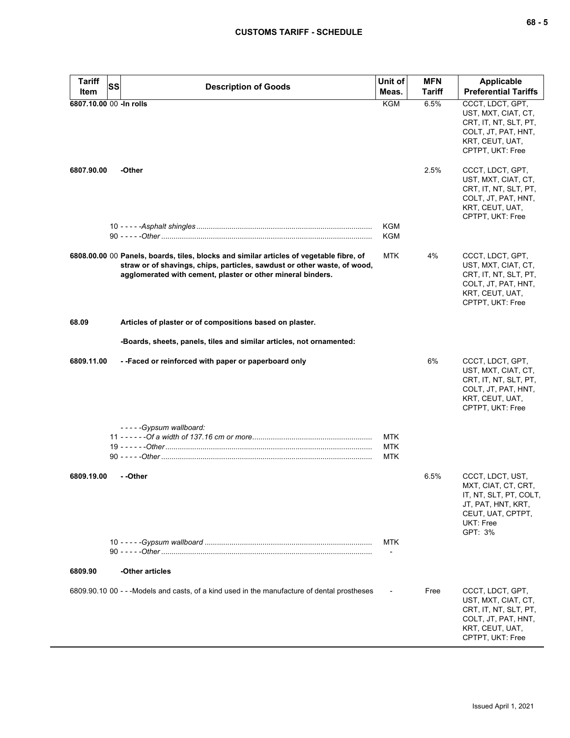| Tariff Item | SS | Description of Goods | Unit of Meas. | MFN Tariff | Applicable Preferential Tariffs |
|---|---|---|---|---|---|
| 6807.10.00 | 00 | -In rolls | KGM | 6.5% | CCCT, LDCT, GPT, UST, MXT, CIAT, CT, CRT, IT, NT, SLT, PT, COLT, JT, PAT, HNT, KRT, CEUT, UAT, CPTPT, UKT: Free |
| 6807.90.00 | | -Other | | 2.5% | CCCT, LDCT, GPT, UST, MXT, CIAT, CT, CRT, IT, NT, SLT, PT, COLT, JT, PAT, HNT, KRT, CEUT, UAT, CPTPT, UKT: Free |
| | 10 | - - - - -Asphalt shingles | KGM | | |
| | 90 | - - - - -Other | KGM | | |
| 6808.00.00 | 00 | Panels, boards, tiles, blocks and similar articles of vegetable fibre, of straw or of shavings, chips, particles, sawdust or other waste, of wood, agglomerated with cement, plaster or other mineral binders. | MTK | 4% | CCCT, LDCT, GPT, UST, MXT, CIAT, CT, CRT, IT, NT, SLT, PT, COLT, JT, PAT, HNT, KRT, CEUT, UAT, CPTPT, UKT: Free |
| 68.09 | | Articles of plaster or of compositions based on plaster. | | | |
| | | -Boards, sheets, panels, tiles and similar articles, not ornamented: | | | |
| 6809.11.00 | | - -Faced or reinforced with paper or paperboard only | | 6% | CCCT, LDCT, GPT, UST, MXT, CIAT, CT, CRT, IT, NT, SLT, PT, COLT, JT, PAT, HNT, KRT, CEUT, UAT, CPTPT, UKT: Free |
| | | - - - - -Gypsum wallboard: | | | |
| | 11 | - - - - - -Of a width of 137.16 cm or more | MTK | | |
| | 19 | - - - - - -Other | MTK | | |
| | 90 | - - - - -Other | MTK | | |
| 6809.19.00 | | - -Other | | 6.5% | CCCT, LDCT, UST, MXT, CIAT, CT, CRT, IT, NT, SLT, PT, COLT, JT, PAT, HNT, KRT, CEUT, UAT, CPTPT, UKT: Free<br>GPT: 3% |
| | 10 | - - - - -Gypsum wallboard | MTK | | |
| | 90 | - - - - -Other | - | | |
| 6809.90 | | -Other articles | | | |
| 6809.90.10 | 00 | - - -Models and casts, of a kind used in the manufacture of dental prostheses | - | Free | CCCT, LDCT, GPT, UST, MXT, CIAT, CT, CRT, IT, NT, SLT, PT, COLT, JT, PAT, HNT, KRT, CEUT, UAT, CPTPT, UKT: Free |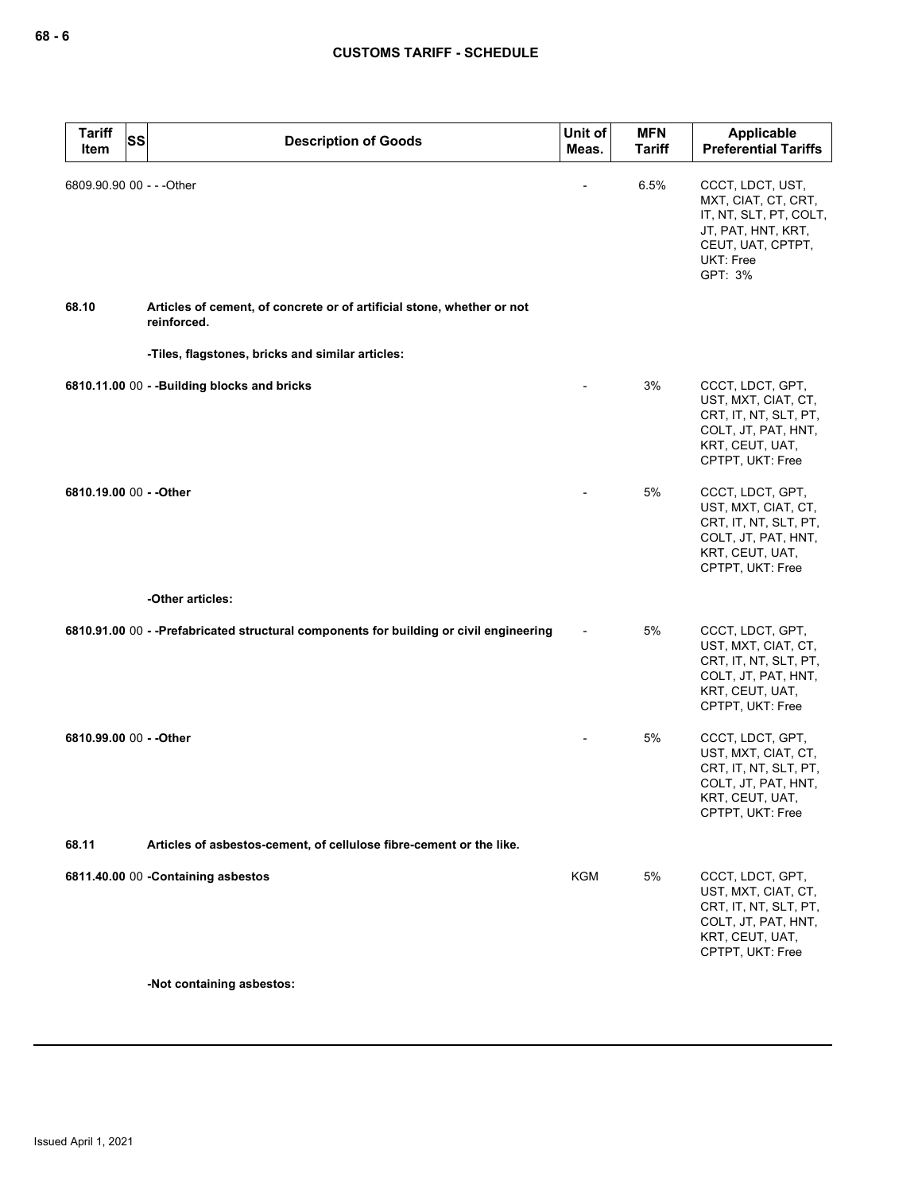| Tariff Item | SS | Description of Goods | Unit of Meas. | MFN Tariff | Applicable Preferential Tariffs |
|---|---|---|---|---|---|
| 6809.90.90 | 00 | - - -Other | - | 6.5% | CCCT, LDCT, UST, MXT, CIAT, CT, CRT, IT, NT, SLT, PT, COLT, JT, PAT, HNT, KRT, CEUT, UAT, CPTPT, UKT: Free<br>GPT: 3% |
| **68.10** | | **Articles of cement, of concrete or of artificial stone, whether or not reinforced.** | | | |
| | | **-Tiles, flagstones, bricks and similar articles:** | | | |
| **6810.11.00** | 00 | **- -Building blocks and bricks** | - | 3% | CCCT, LDCT, GPT, UST, MXT, CIAT, CT, CRT, IT, NT, SLT, PT, COLT, JT, PAT, HNT, KRT, CEUT, UAT, CPTPT, UKT: Free |
| **6810.19.00** | 00 | **- -Other** | - | 5% | CCCT, LDCT, GPT, UST, MXT, CIAT, CT, CRT, IT, NT, SLT, PT, COLT, JT, PAT, HNT, KRT, CEUT, UAT, CPTPT, UKT: Free |
| | | **-Other articles:** | | | |
| **6810.91.00** | 00 | **- -Prefabricated structural components for building or civil engineering** | - | 5% | CCCT, LDCT, GPT, UST, MXT, CIAT, CT, CRT, IT, NT, SLT, PT, COLT, JT, PAT, HNT, KRT, CEUT, UAT, CPTPT, UKT: Free |
| **6810.99.00** | 00 | **- -Other** | - | 5% | CCCT, LDCT, GPT, UST, MXT, CIAT, CT, CRT, IT, NT, SLT, PT, COLT, JT, PAT, HNT, KRT, CEUT, UAT, CPTPT, UKT: Free |
| **68.11** | | **Articles of asbestos-cement, of cellulose fibre-cement or the like.** | | | |
| **6811.40.00** | 00 | **-Containing asbestos** | KGM | 5% | CCCT, LDCT, GPT, UST, MXT, CIAT, CT, CRT, IT, NT, SLT, PT, COLT, JT, PAT, HNT, KRT, CEUT, UAT, CPTPT, UKT: Free |
| | | **-Not containing asbestos:** | | | |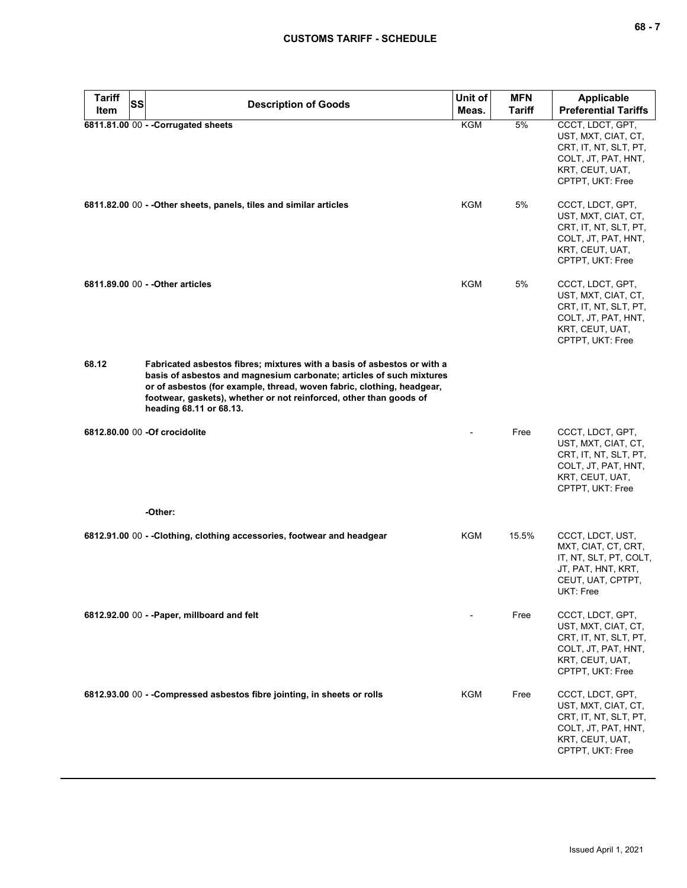| Tariff Item | SS | Description of Goods | Unit of Meas. | MFN Tariff | Applicable Preferential Tariffs |
|---|---|---|---|---|---|
| 6811.81.00 | 00 | - -Corrugated sheets | KGM | 5% | CCCT, LDCT, GPT, UST, MXT, CIAT, CT, CRT, IT, NT, SLT, PT, COLT, JT, PAT, HNT, KRT, CEUT, UAT, CPTPT, UKT: Free |
| 6811.82.00 | 00 | - -Other sheets, panels, tiles and similar articles | KGM | 5% | CCCT, LDCT, GPT, UST, MXT, CIAT, CT, CRT, IT, NT, SLT, PT, COLT, JT, PAT, HNT, KRT, CEUT, UAT, CPTPT, UKT: Free |
| 6811.89.00 | 00 | - -Other articles | KGM | 5% | CCCT, LDCT, GPT, UST, MXT, CIAT, CT, CRT, IT, NT, SLT, PT, COLT, JT, PAT, HNT, KRT, CEUT, UAT, CPTPT, UKT: Free |
| 68.12 | | **Fabricated asbestos fibres; mixtures with a basis of asbestos or with a basis of asbestos and magnesium carbonate; articles of such mixtures or of asbestos (for example, thread, woven fabric, clothing, headgear, footwear, gaskets), whether or not reinforced, other than goods of heading 68.11 or 68.13.** | | | |
| 6812.80.00 | 00 | -Of crocidolite | - | Free | CCCT, LDCT, GPT, UST, MXT, CIAT, CT, CRT, IT, NT, SLT, PT, COLT, JT, PAT, HNT, KRT, CEUT, UAT, CPTPT, UKT: Free |
| | | -Other: | | | |
| 6812.91.00 | 00 | - -Clothing, clothing accessories, footwear and headgear | KGM | 15.5% | CCCT, LDCT, UST, MXT, CIAT, CT, CRT, IT, NT, SLT, PT, COLT, JT, PAT, HNT, KRT, CEUT, UAT, CPTPT, UKT: Free |
| 6812.92.00 | 00 | - -Paper, millboard and felt | - | Free | CCCT, LDCT, GPT, UST, MXT, CIAT, CT, CRT, IT, NT, SLT, PT, COLT, JT, PAT, HNT, KRT, CEUT, UAT, CPTPT, UKT: Free |
| 6812.93.00 | 00 | - -Compressed asbestos fibre jointing, in sheets or rolls | KGM | Free | CCCT, LDCT, GPT, UST, MXT, CIAT, CT, CRT, IT, NT, SLT, PT, COLT, JT, PAT, HNT, KRT, CEUT, UAT, CPTPT, UKT: Free |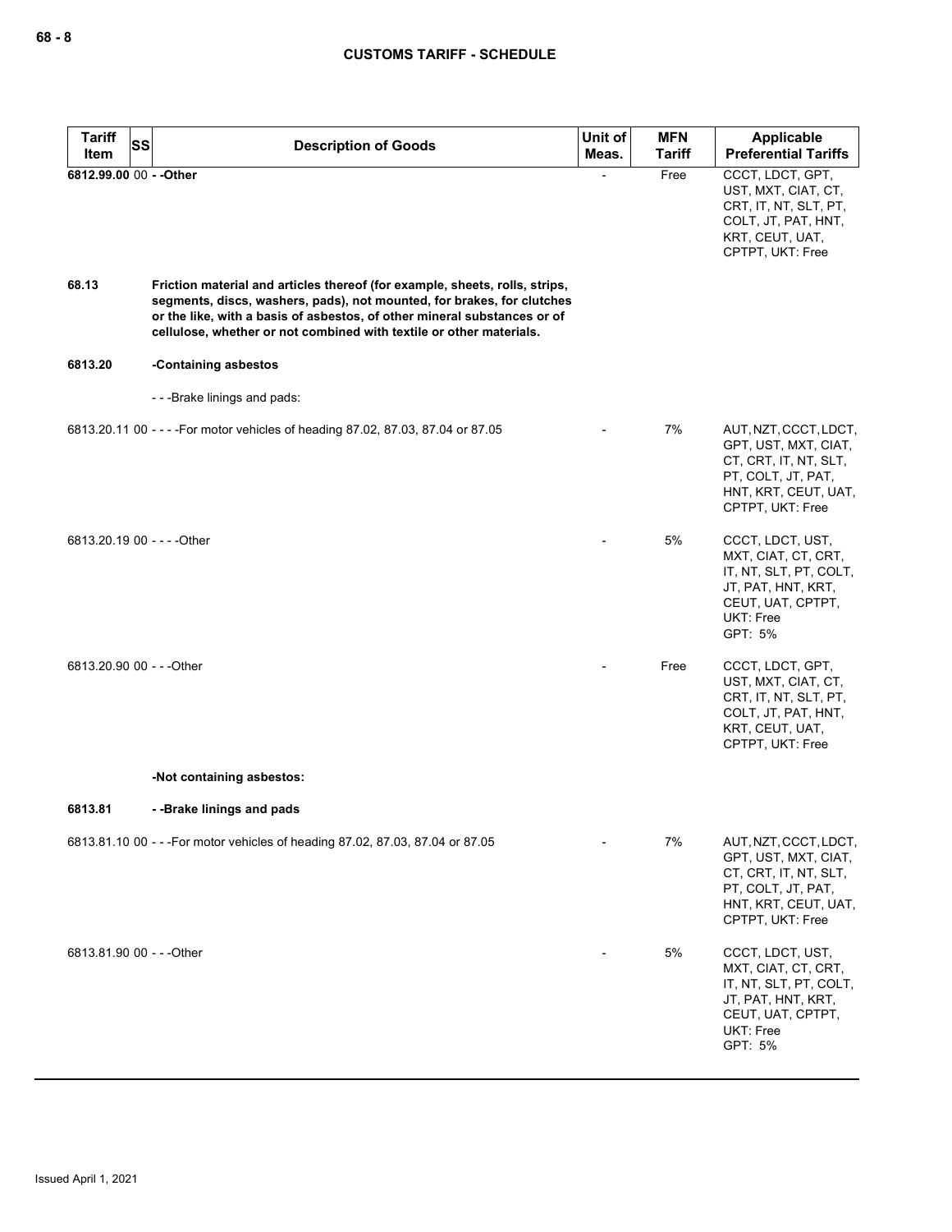| Tariff Item | SS | Description of Goods | Unit of Meas. | MFN Tariff | Applicable Preferential Tariffs |
|---|---|---|---|---|---|
| **6812.99.00** | 00 | **- -Other** | - | Free | CCCT, LDCT, GPT, UST, MXT, CIAT, CT, CRT, IT, NT, SLT, PT, COLT, JT, PAT, HNT, KRT, CEUT, UAT, CPTPT, UKT: Free |
| **68.13** | | **Friction material and articles thereof (for example, sheets, rolls, strips, segments, discs, washers, pads), not mounted, for brakes, for clutches or the like, with a basis of asbestos, of other mineral substances or of cellulose, whether or not combined with textile or other materials.** | | | |
| **6813.20** | | **-Containing asbestos** | | | |
| | | - - -Brake linings and pads: | | | |
| 6813.20.11 | 00 | - - - -For motor vehicles of heading 87.02, 87.03, 87.04 or 87.05 | - | 7% | AUT, NZT, CCCT, LDCT, GPT, UST, MXT, CIAT, CT, CRT, IT, NT, SLT, PT, COLT, JT, PAT, HNT, KRT, CEUT, UAT, CPTPT, UKT: Free |
| 6813.20.19 | 00 | - - - -Other | - | 5% | CCCT, LDCT, UST, MXT, CIAT, CT, CRT, IT, NT, SLT, PT, COLT, JT, PAT, HNT, KRT, CEUT, UAT, CPTPT, UKT: Free<br>GPT: 5% |
| 6813.20.90 | 00 | - - -Other | - | Free | CCCT, LDCT, GPT, UST, MXT, CIAT, CT, CRT, IT, NT, SLT, PT, COLT, JT, PAT, HNT, KRT, CEUT, UAT, CPTPT, UKT: Free |
| | | **-Not containing asbestos:** | | | |
| **6813.81** | | **- -Brake linings and pads** | | | |
| 6813.81.10 | 00 | - - -For motor vehicles of heading 87.02, 87.03, 87.04 or 87.05 | - | 7% | AUT, NZT, CCCT, LDCT, GPT, UST, MXT, CIAT, CT, CRT, IT, NT, SLT, PT, COLT, JT, PAT, HNT, KRT, CEUT, UAT, CPTPT, UKT: Free |
| 6813.81.90 | 00 | - - -Other | - | 5% | CCCT, LDCT, UST, MXT, CIAT, CT, CRT, IT, NT, SLT, PT, COLT, JT, PAT, HNT, KRT, CEUT, UAT, CPTPT, UKT: Free<br>GPT: 5% |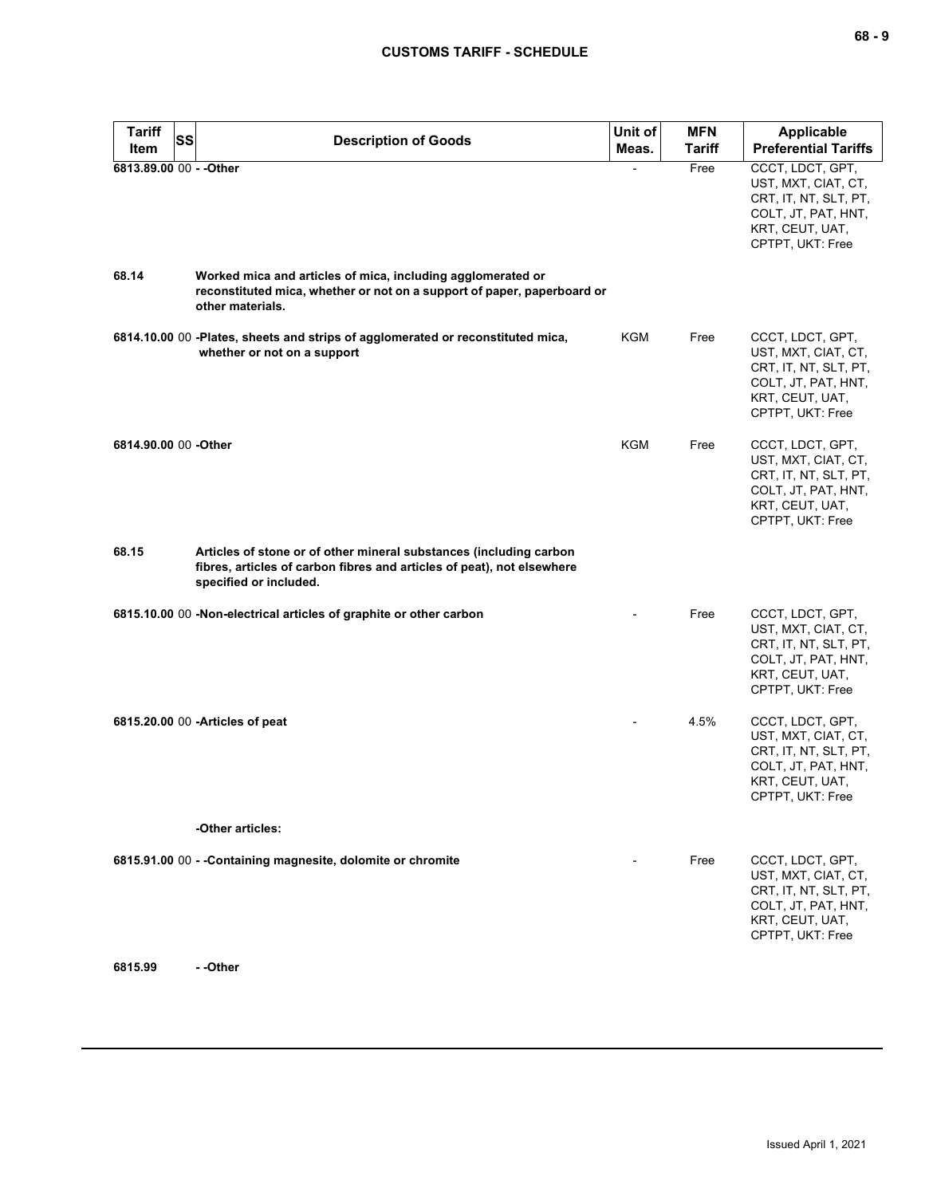| Tariff Item | SS | Description of Goods | Unit of Meas. | MFN Tariff | Applicable Preferential Tariffs |
|---|---|---|---|---|---|
| 6813.89.00 | 00 | - -Other | - | Free | CCCT, LDCT, GPT, UST, MXT, CIAT, CT, CRT, IT, NT, SLT, PT, COLT, JT, PAT, HNT, KRT, CEUT, UAT, CPTPT, UKT: Free |
| 68.14 | | **Worked mica and articles of mica, including agglomerated or reconstituted mica, whether or not on a support of paper, paperboard or other materials.** | | | |
| 6814.10.00 | 00 | -Plates, sheets and strips of agglomerated or reconstituted mica, whether or not on a support | KGM | Free | CCCT, LDCT, GPT, UST, MXT, CIAT, CT, CRT, IT, NT, SLT, PT, COLT, JT, PAT, HNT, KRT, CEUT, UAT, CPTPT, UKT: Free |
| 6814.90.00 | 00 | -Other | KGM | Free | CCCT, LDCT, GPT, UST, MXT, CIAT, CT, CRT, IT, NT, SLT, PT, COLT, JT, PAT, HNT, KRT, CEUT, UAT, CPTPT, UKT: Free |
| 68.15 | | **Articles of stone or of other mineral substances (including carbon fibres, articles of carbon fibres and articles of peat), not elsewhere specified or included.** | | | |
| 6815.10.00 | 00 | -Non-electrical articles of graphite or other carbon | - | Free | CCCT, LDCT, GPT, UST, MXT, CIAT, CT, CRT, IT, NT, SLT, PT, COLT, JT, PAT, HNT, KRT, CEUT, UAT, CPTPT, UKT: Free |
| 6815.20.00 | 00 | -Articles of peat | - | 4.5% | CCCT, LDCT, GPT, UST, MXT, CIAT, CT, CRT, IT, NT, SLT, PT, COLT, JT, PAT, HNT, KRT, CEUT, UAT, CPTPT, UKT: Free |
| | | -Other articles: | | | |
| 6815.91.00 | 00 | - -Containing magnesite, dolomite or chromite | - | Free | CCCT, LDCT, GPT, UST, MXT, CIAT, CT, CRT, IT, NT, SLT, PT, COLT, JT, PAT, HNT, KRT, CEUT, UAT, CPTPT, UKT: Free |
| 6815.99 | | - -Other | | | |

Issued April 1, 2021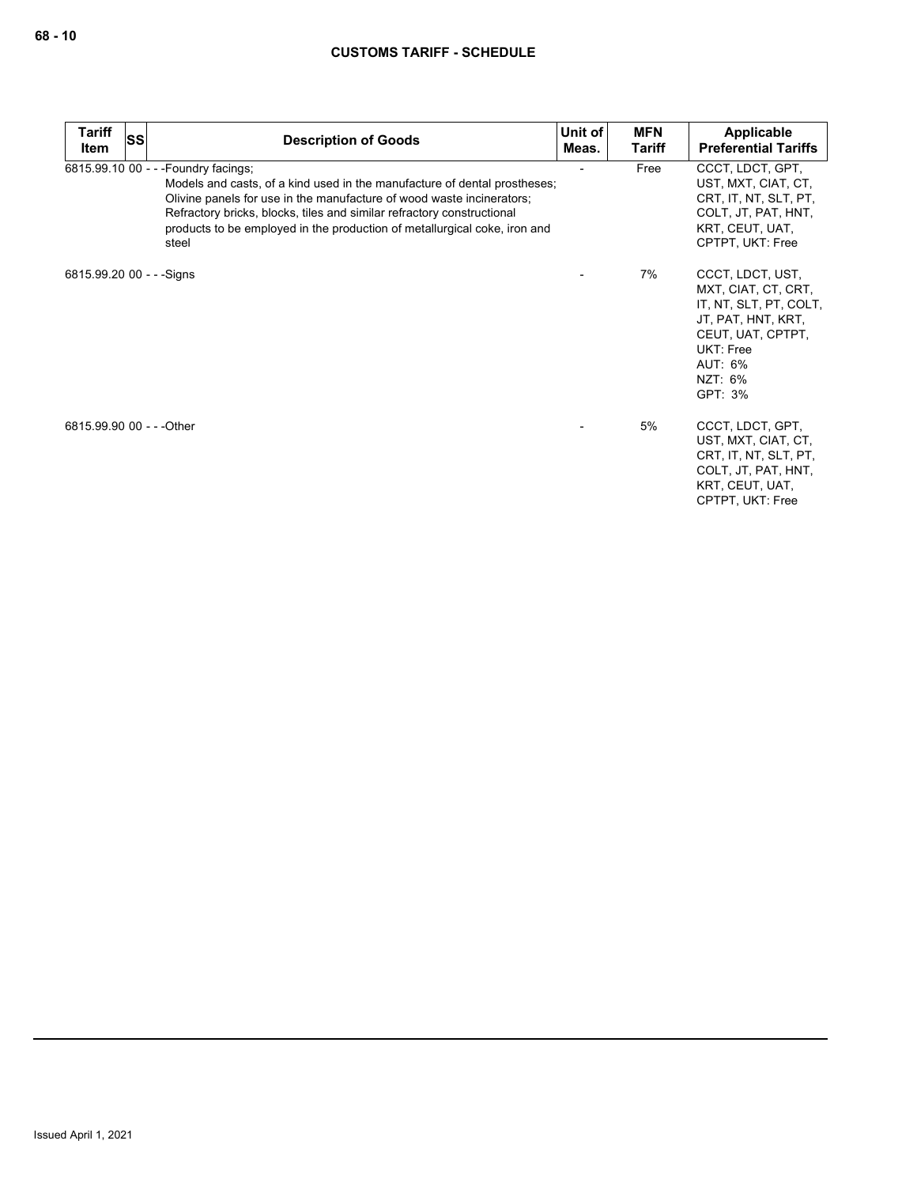| Tariff Item | SS | Description of Goods | Unit of Meas. | MFN Tariff | Applicable Preferential Tariffs |
|---|---|---|---|---|---|
| 6815.99.10 | 00 | - - -Foundry facings;<br>Models and casts, of a kind used in the manufacture of dental prostheses;<br>Olivine panels for use in the manufacture of wood waste incinerators;<br>Refractory bricks, blocks, tiles and similar refractory constructional products to be employed in the production of metallurgical coke, iron and steel | - | Free | CCCT, LDCT, GPT, UST, MXT, CIAT, CT, CRT, IT, NT, SLT, PT, COLT, JT, PAT, HNT, KRT, CEUT, UAT, CPTPT, UKT: Free |
| 6815.99.20 | 00 | - - -Signs | - | 7% | CCCT, LDCT, UST, MXT, CIAT, CT, CRT, IT, NT, SLT, PT, COLT, JT, PAT, HNT, KRT, CEUT, UAT, CPTPT, UKT: Free<br>AUT: 6%<br>NZT: 6%<br>GPT: 3% |
| 6815.99.90 | 00 | - - -Other | - | 5% | CCCT, LDCT, GPT, UST, MXT, CIAT, CT, CRT, IT, NT, SLT, PT, COLT, JT, PAT, HNT, KRT, CEUT, UAT, CPTPT, UKT: Free |